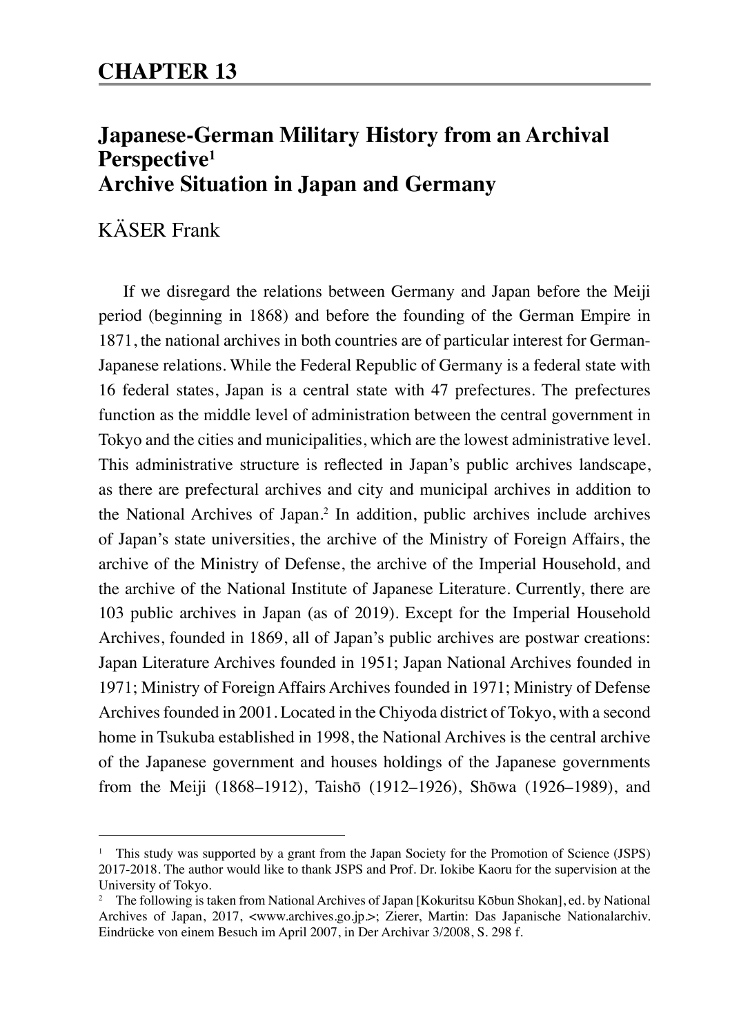## CHAPTER 13

# Japanese-German Military History from an Archival Perspective[1]
# Archive Situation in Japan and Germany

KÄSER Frank

If we disregard the relations between Germany and Japan before the Meiji period (beginning in 1868) and before the founding of the German Empire in 1871, the national archives in both countries are of particular interest for German-Japanese relations. While the Federal Republic of Germany is a federal state with 16 federal states, Japan is a central state with 47 prefectures. The prefectures function as the middle level of administration between the central government in Tokyo and the cities and municipalities, which are the lowest administrative level. This administrative structure is reflected in Japan's public archives landscape, as there are prefectural archives and city and municipal archives in addition to the National Archives of Japan.[2] In addition, public archives include archives of Japan's state universities, the archive of the Ministry of Foreign Affairs, the archive of the Ministry of Defense, the archive of the Imperial Household, and the archive of the National Institute of Japanese Literature. Currently, there are 103 public archives in Japan (as of 2019). Except for the Imperial Household Archives, founded in 1869, all of Japan's public archives are postwar creations: Japan Literature Archives founded in 1951; Japan National Archives founded in 1971; Ministry of Foreign Affairs Archives founded in 1971; Ministry of Defense Archives founded in 2001. Located in the Chiyoda district of Tokyo, with a second home in Tsukuba established in 1998, the National Archives is the central archive of the Japanese government and houses holdings of the Japanese governments from the Meiji (1868–1912), Taishō (1912–1926), Shōwa (1926–1989), and

---

[1] This study was supported by a grant from the Japan Society for the Promotion of Science (JSPS) 2017-2018. The author would like to thank JSPS and Prof. Dr. Iokibe Kaoru for the supervision at the University of Tokyo.

[2] The following is taken from National Archives of Japan [Kokuritsu Kōbun Shokan], ed. by National Archives of Japan, 2017, <www.archives.go.jp>; Zierer, Martin: Das Japanische Nationalarchiv. Eindrücke von einem Besuch im April 2007, in Der Archivar 3/2008, S. 298 f.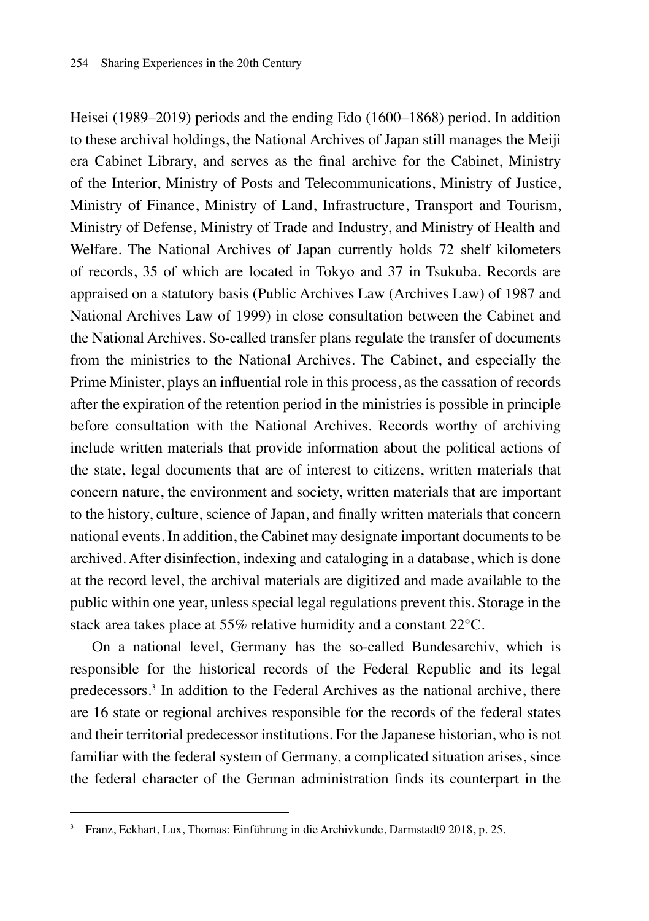Heisei (1989–2019) periods and the ending Edo (1600–1868) period. In addition to these archival holdings, the National Archives of Japan still manages the Meiji era Cabinet Library, and serves as the final archive for the Cabinet, Ministry of the Interior, Ministry of Posts and Telecommunications, Ministry of Justice, Ministry of Finance, Ministry of Land, Infrastructure, Transport and Tourism, Ministry of Defense, Ministry of Trade and Industry, and Ministry of Health and Welfare. The National Archives of Japan currently holds 72 shelf kilometers of records, 35 of which are located in Tokyo and 37 in Tsukuba. Records are appraised on a statutory basis (Public Archives Law (Archives Law) of 1987 and National Archives Law of 1999) in close consultation between the Cabinet and the National Archives. So-called transfer plans regulate the transfer of documents from the ministries to the National Archives. The Cabinet, and especially the Prime Minister, plays an influential role in this process, as the cassation of records after the expiration of the retention period in the ministries is possible in principle before consultation with the National Archives. Records worthy of archiving include written materials that provide information about the political actions of the state, legal documents that are of interest to citizens, written materials that concern nature, the environment and society, written materials that are important to the history, culture, science of Japan, and finally written materials that concern national events. In addition, the Cabinet may designate important documents to be archived. After disinfection, indexing and cataloging in a database, which is done at the record level, the archival materials are digitized and made available to the public within one year, unless special legal regulations prevent this. Storage in the stack area takes place at 55% relative humidity and a constant 22°C.

On a national level, Germany has the so-called Bundesarchiv, which is responsible for the historical records of the Federal Republic and its legal predecessors.[3] In addition to the Federal Archives as the national archive, there are 16 state or regional archives responsible for the records of the federal states and their territorial predecessor institutions. For the Japanese historian, who is not familiar with the federal system of Germany, a complicated situation arises, since the federal character of the German administration finds its counterpart in the

---

[3] Franz, Eckhart, Lux, Thomas: Einführung in die Archivkunde, Darmstadt9 2018, p. 25.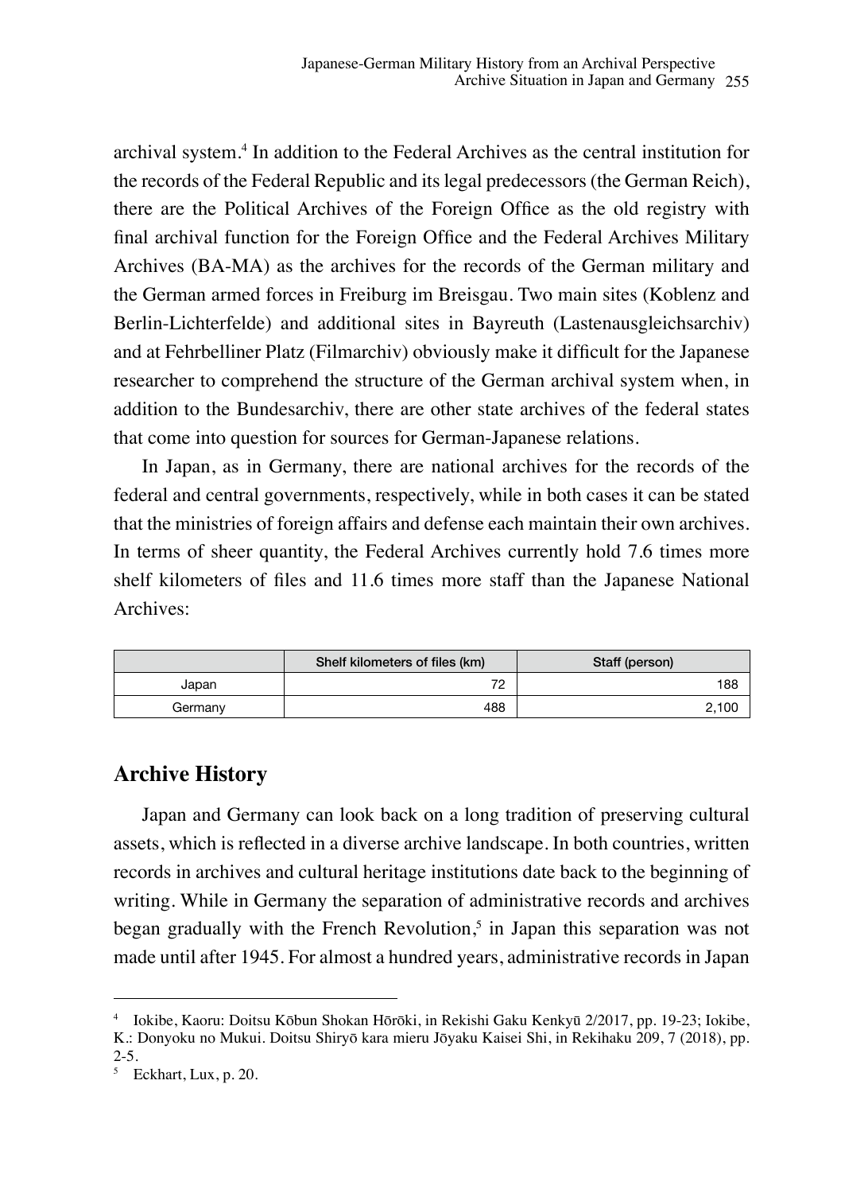archival system.[4] In addition to the Federal Archives as the central institution for the records of the Federal Republic and its legal predecessors (the German Reich), there are the Political Archives of the Foreign Office as the old registry with final archival function for the Foreign Office and the Federal Archives Military Archives (BA-MA) as the archives for the records of the German military and the German armed forces in Freiburg im Breisgau. Two main sites (Koblenz and Berlin-Lichterfelde) and additional sites in Bayreuth (Lastenausgleichsarchiv) and at Fehrbelliner Platz (Filmarchiv) obviously make it difficult for the Japanese researcher to comprehend the structure of the German archival system when, in addition to the Bundesarchiv, there are other state archives of the federal states that come into question for sources for German-Japanese relations.

In Japan, as in Germany, there are national archives for the records of the federal and central governments, respectively, while in both cases it can be stated that the ministries of foreign affairs and defense each maintain their own archives. In terms of sheer quantity, the Federal Archives currently hold 7.6 times more shelf kilometers of files and 11.6 times more staff than the Japanese National Archives:

| | Shelf kilometers of files (km) | Staff (person) |
|---|---:|---:|
| Japan | 72 | 188 |
| Germany | 488 | 2,100 |

## Archive History

Japan and Germany can look back on a long tradition of preserving cultural assets, which is reflected in a diverse archive landscape. In both countries, written records in archives and cultural heritage institutions date back to the beginning of writing. While in Germany the separation of administrative records and archives began gradually with the French Revolution,[5] in Japan this separation was not made until after 1945. For almost a hundred years, administrative records in Japan

---

[4] Iokibe, Kaoru: Doitsu Kōbun Shokan Hōrōki, in Rekishi Gaku Kenkyū 2/2017, pp. 19-23; Iokibe, K.: Donyoku no Mukui. Doitsu Shiryō kara mieru Jōyaku Kaisei Shi, in Rekihaku 209, 7 (2018), pp. 2-5.

[5] Eckhart, Lux, p. 20.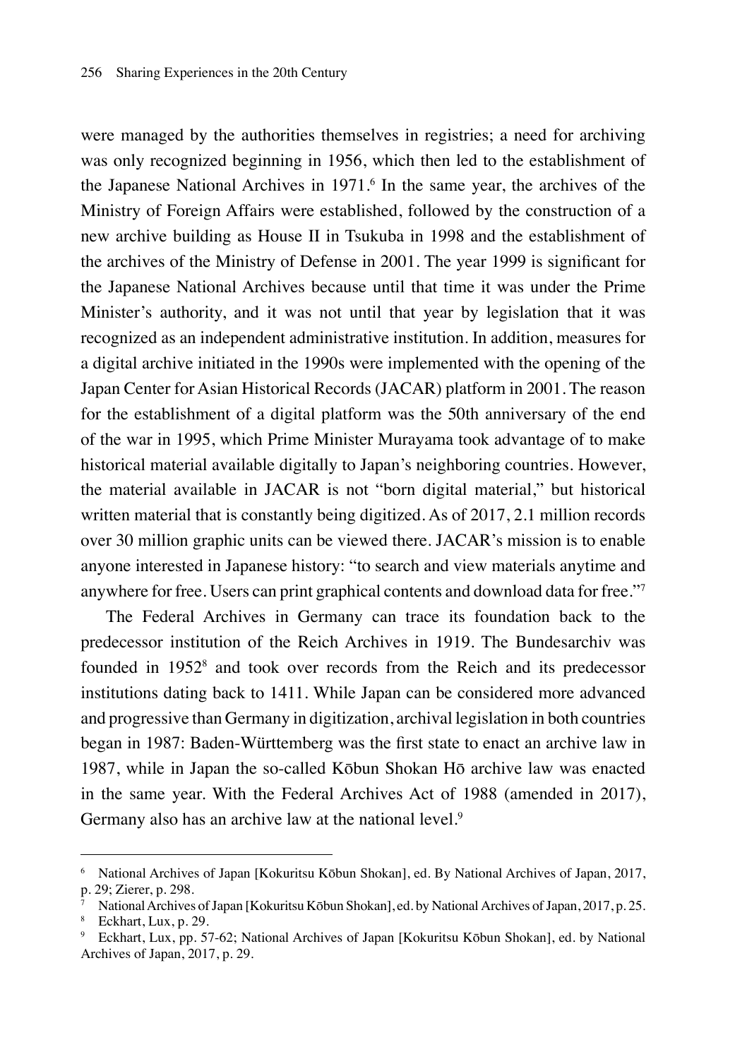were managed by the authorities themselves in registries; a need for archiving was only recognized beginning in 1956, which then led to the establishment of the Japanese National Archives in 1971.[6] In the same year, the archives of the Ministry of Foreign Affairs were established, followed by the construction of a new archive building as House II in Tsukuba in 1998 and the establishment of the archives of the Ministry of Defense in 2001. The year 1999 is significant for the Japanese National Archives because until that time it was under the Prime Minister's authority, and it was not until that year by legislation that it was recognized as an independent administrative institution. In addition, measures for a digital archive initiated in the 1990s were implemented with the opening of the Japan Center for Asian Historical Records (JACAR) platform in 2001. The reason for the establishment of a digital platform was the 50th anniversary of the end of the war in 1995, which Prime Minister Murayama took advantage of to make historical material available digitally to Japan's neighboring countries. However, the material available in JACAR is not "born digital material," but historical written material that is constantly being digitized. As of 2017, 2.1 million records over 30 million graphic units can be viewed there. JACAR's mission is to enable anyone interested in Japanese history: "to search and view materials anytime and anywhere for free. Users can print graphical contents and download data for free."[7]

The Federal Archives in Germany can trace its foundation back to the predecessor institution of the Reich Archives in 1919. The Bundesarchiv was founded in 1952[8] and took over records from the Reich and its predecessor institutions dating back to 1411. While Japan can be considered more advanced and progressive than Germany in digitization, archival legislation in both countries began in 1987: Baden-Württemberg was the first state to enact an archive law in 1987, while in Japan the so-called Kōbun Shokan Hō archive law was enacted in the same year. With the Federal Archives Act of 1988 (amended in 2017), Germany also has an archive law at the national level.[9]

---

[6] National Archives of Japan [Kokuritsu Kōbun Shokan], ed. By National Archives of Japan, 2017, p. 29; Zierer, p. 298.

[7] National Archives of Japan [Kokuritsu Kōbun Shokan], ed. by National Archives of Japan, 2017, p. 25.

[8] Eckhart, Lux, p. 29.

[9] Eckhart, Lux, pp. 57-62; National Archives of Japan [Kokuritsu Kōbun Shokan], ed. by National Archives of Japan, 2017, p. 29.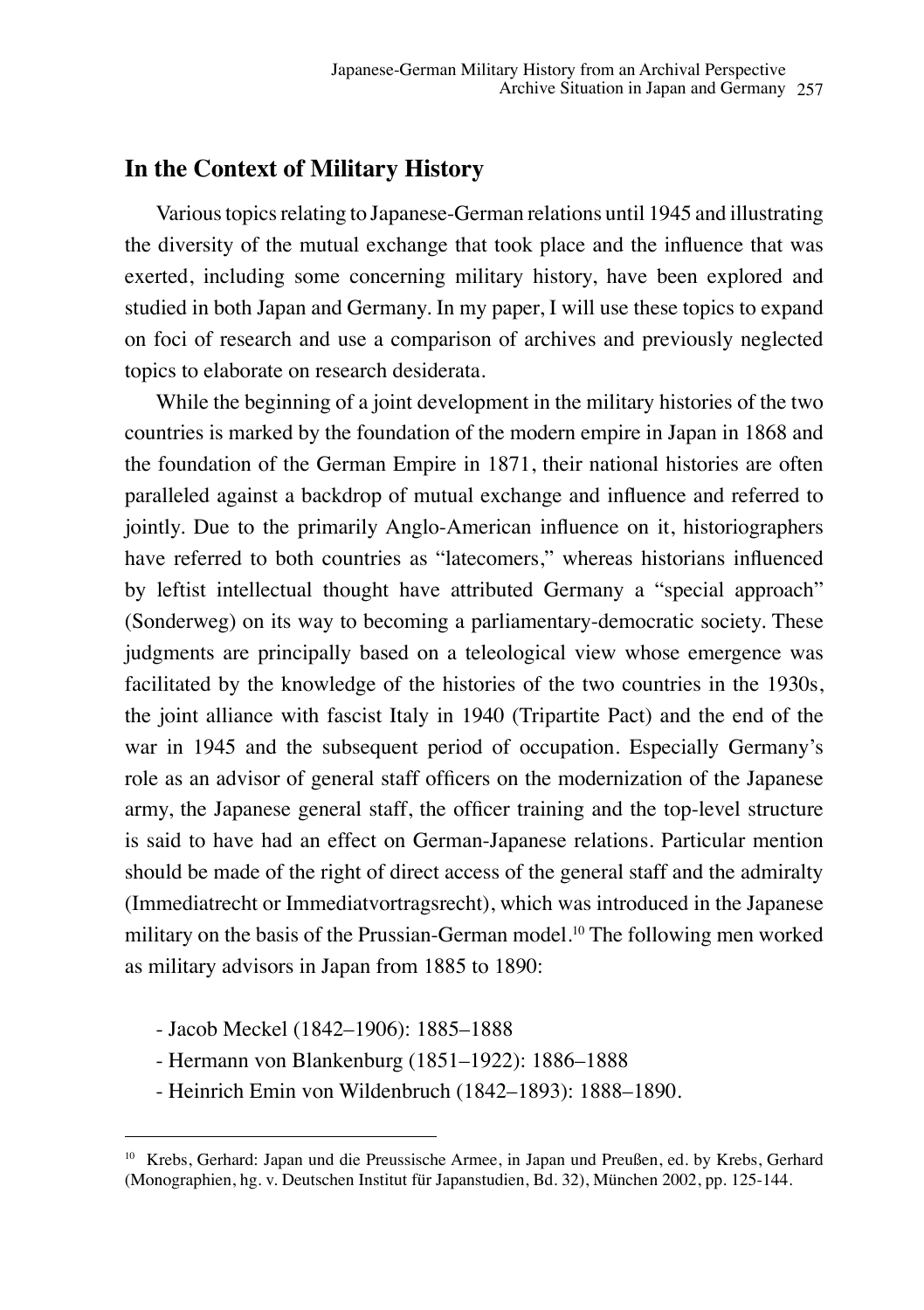## In the Context of Military History

Various topics relating to Japanese-German relations until 1945 and illustrating the diversity of the mutual exchange that took place and the influence that was exerted, including some concerning military history, have been explored and studied in both Japan and Germany. In my paper, I will use these topics to expand on foci of research and use a comparison of archives and previously neglected topics to elaborate on research desiderata.

While the beginning of a joint development in the military histories of the two countries is marked by the foundation of the modern empire in Japan in 1868 and the foundation of the German Empire in 1871, their national histories are often paralleled against a backdrop of mutual exchange and influence and referred to jointly. Due to the primarily Anglo-American influence on it, historiographers have referred to both countries as "latecomers," whereas historians influenced by leftist intellectual thought have attributed Germany a "special approach" (Sonderweg) on its way to becoming a parliamentary-democratic society. These judgments are principally based on a teleological view whose emergence was facilitated by the knowledge of the histories of the two countries in the 1930s, the joint alliance with fascist Italy in 1940 (Tripartite Pact) and the end of the war in 1945 and the subsequent period of occupation. Especially Germany's role as an advisor of general staff officers on the modernization of the Japanese army, the Japanese general staff, the officer training and the top-level structure is said to have had an effect on German-Japanese relations. Particular mention should be made of the right of direct access of the general staff and the admiralty (Immediatrecht or Immediatvortragsrecht), which was introduced in the Japanese military on the basis of the Prussian-German model.[10] The following men worked as military advisors in Japan from 1885 to 1890:

- Jacob Meckel (1842–1906): 1885–1888
- Hermann von Blankenburg (1851–1922): 1886–1888
- Heinrich Emin von Wildenbruch (1842–1893): 1888–1890.

---

[10] Krebs, Gerhard: Japan und die Preussische Armee, in Japan und Preußen, ed. by Krebs, Gerhard (Monographien, hg. v. Deutschen Institut für Japanstudien, Bd. 32), München 2002, pp. 125-144.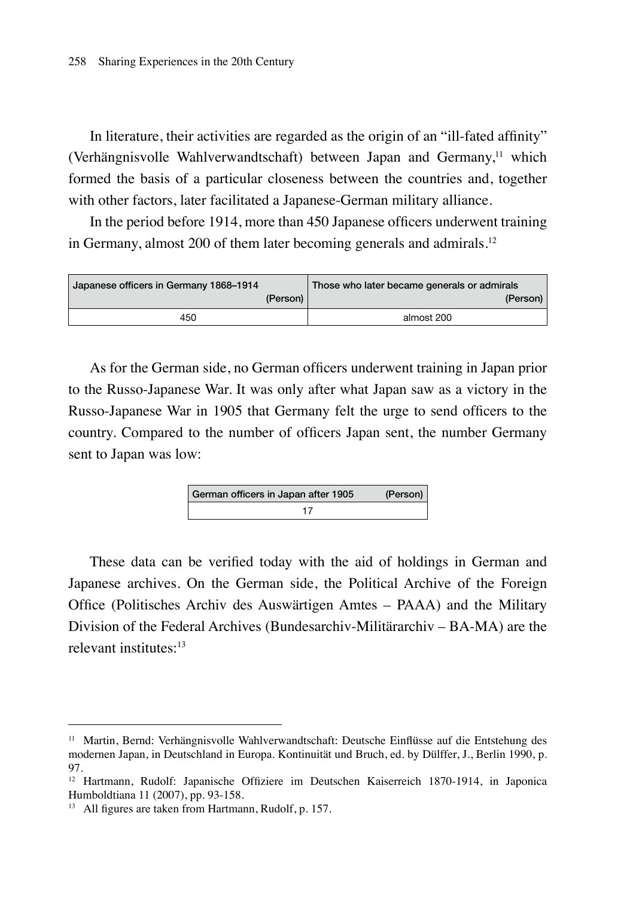In literature, their activities are regarded as the origin of an "ill-fated affinity" (Verhängnisvolle Wahlverwandtschaft) between Japan and Germany,[11] which formed the basis of a particular closeness between the countries and, together with other factors, later facilitated a Japanese-German military alliance.

In the period before 1914, more than 450 Japanese officers underwent training in Germany, almost 200 of them later becoming generals and admirals.[12]

| Japanese officers in Germany 1868–1914 (Person) | Those who later became generals or admirals (Person) |
|---|---|
| 450 | almost 200 |

As for the German side, no German officers underwent training in Japan prior to the Russo-Japanese War. It was only after what Japan saw as a victory in the Russo-Japanese War in 1905 that Germany felt the urge to send officers to the country. Compared to the number of officers Japan sent, the number Germany sent to Japan was low:

| German officers in Japan after 1905 (Person) |
|---|
| 17 |

These data can be verified today with the aid of holdings in German and Japanese archives. On the German side, the Political Archive of the Foreign Office (Politisches Archiv des Auswärtigen Amtes – PAAA) and the Military Division of the Federal Archives (Bundesarchiv-Militärarchiv – BA-MA) are the relevant institutes:[13]

---

[11] Martin, Bernd: Verhängnisvolle Wahlverwandtschaft: Deutsche Einflüsse auf die Entstehung des modernen Japan, in Deutschland in Europa. Kontinuität und Bruch, ed. by Dülffer, J., Berlin 1990, p. 97.

[12] Hartmann, Rudolf: Japanische Offiziere im Deutschen Kaiserreich 1870-1914, in Japonica Humboldtiana 11 (2007), pp. 93-158.

[13] All figures are taken from Hartmann, Rudolf, p. 157.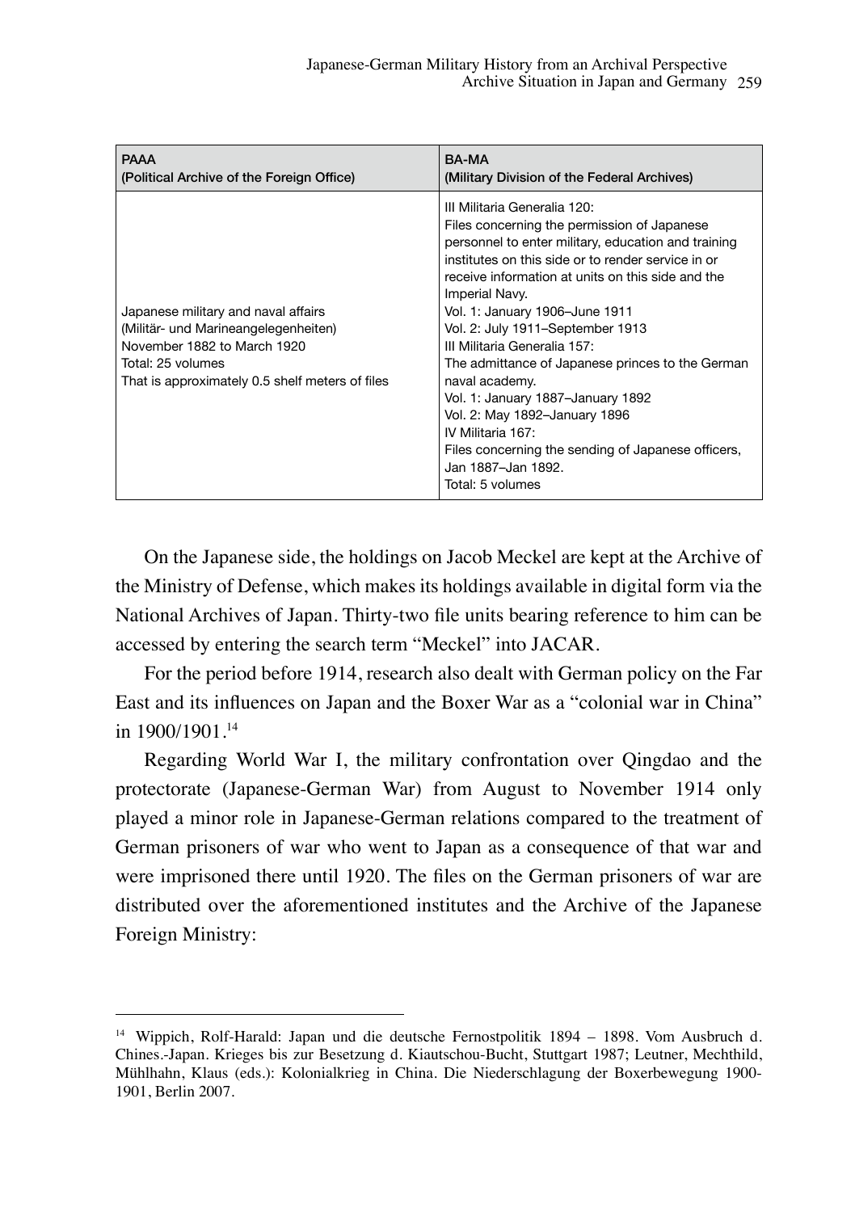| PAAA (Political Archive of the Foreign Office) | BA-MA (Military Division of the Federal Archives) |
|---|---|
| Japanese military and naval affairs<br>(Militär- und Marineangelegenheiten)<br>November 1882 to March 1920<br>Total: 25 volumes<br>That is approximately 0.5 shelf meters of files | III Militaria Generalia 120:<br>Files concerning the permission of Japanese personnel to enter military, education and training institutes on this side or to render service in or receive information at units on this side and the Imperial Navy.<br>Vol. 1: January 1906–June 1911<br>Vol. 2: July 1911–September 1913<br>III Militaria Generalia 157:<br>The admittance of Japanese princes to the German naval academy.<br>Vol. 1: January 1887–January 1892<br>Vol. 2: May 1892–January 1896<br>IV Militaria 167:<br>Files concerning the sending of Japanese officers, Jan 1887–Jan 1892.<br>Total: 5 volumes |

On the Japanese side, the holdings on Jacob Meckel are kept at the Archive of the Ministry of Defense, which makes its holdings available in digital form via the National Archives of Japan. Thirty-two file units bearing reference to him can be accessed by entering the search term "Meckel" into JACAR.

For the period before 1914, research also dealt with German policy on the Far East and its influences on Japan and the Boxer War as a "colonial war in China" in 1900/1901.[14]

Regarding World War I, the military confrontation over Qingdao and the protectorate (Japanese-German War) from August to November 1914 only played a minor role in Japanese-German relations compared to the treatment of German prisoners of war who went to Japan as a consequence of that war and were imprisoned there until 1920. The files on the German prisoners of war are distributed over the aforementioned institutes and the Archive of the Japanese Foreign Ministry:

---

[14] Wippich, Rolf-Harald: Japan und die deutsche Fernostpolitik 1894 – 1898. Vom Ausbruch d. Chines.-Japan. Krieges bis zur Besetzung d. Kiautschou-Bucht, Stuttgart 1987; Leutner, Mechthild, Mühlhahn, Klaus (eds.): Kolonialkrieg in China. Die Niederschlagung der Boxerbewegung 1900-1901, Berlin 2007.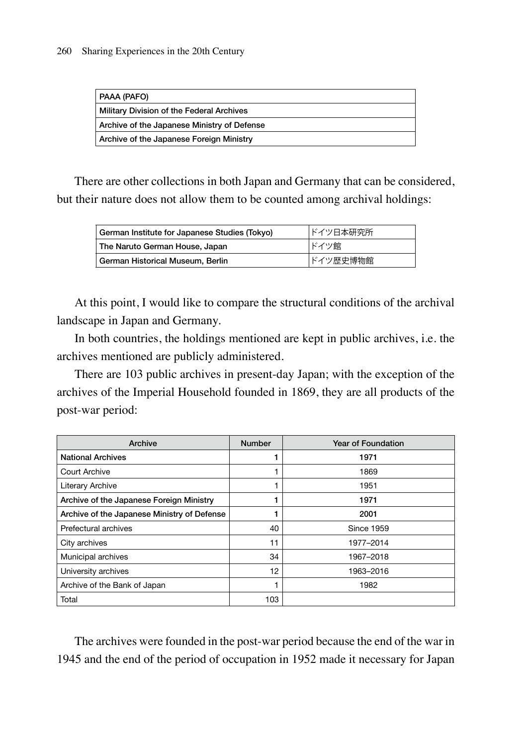| PAAA (PAFO) |
| --- |
| Military Division of the Federal Archives |
| Archive of the Japanese Ministry of Defense |
| Archive of the Japanese Foreign Ministry |

There are other collections in both Japan and Germany that can be considered, but their nature does not allow them to be counted among archival holdings:

| German Institute for Japanese Studies (Tokyo) | ドイツ日本研究所 |
| --- | --- |
| The Naruto German House, Japan | ドイツ館 |
| German Historical Museum, Berlin | ドイツ歴史博物館 |

At this point, I would like to compare the structural conditions of the archival landscape in Japan and Germany.

In both countries, the holdings mentioned are kept in public archives, i.e. the archives mentioned are publicly administered.

There are 103 public archives in present-day Japan; with the exception of the archives of the Imperial Household founded in 1869, they are all products of the post-war period:

| Archive | Number | Year of Foundation |
| --- | --- | --- |
| **National Archives** | **1** | **1971** |
| Court Archive | 1 | 1869 |
| Literary Archive | 1 | 1951 |
| **Archive of the Japanese Foreign Ministry** | **1** | **1971** |
| **Archive of the Japanese Ministry of Defense** | **1** | **2001** |
| Prefectural archives | 40 | Since 1959 |
| City archives | 11 | 1977–2014 |
| Municipal archives | 34 | 1967–2018 |
| University archives | 12 | 1963–2016 |
| Archive of the Bank of Japan | 1 | 1982 |
| Total | 103 | |

The archives were founded in the post-war period because the end of the war in 1945 and the end of the period of occupation in 1952 made it necessary for Japan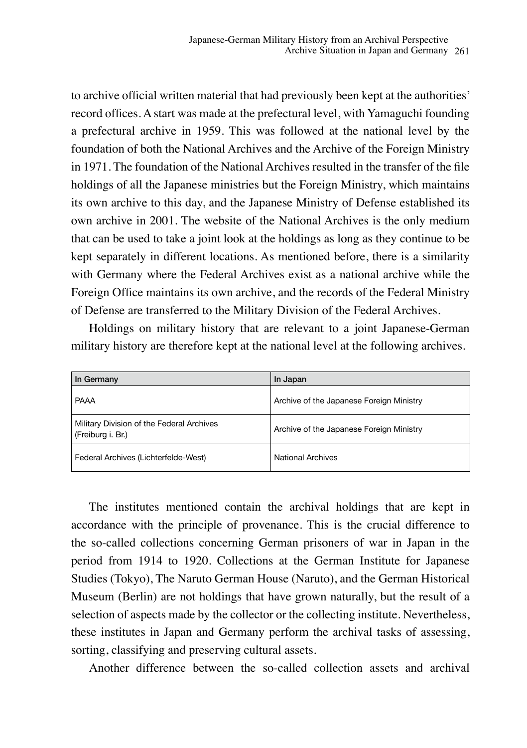to archive official written material that had previously been kept at the authorities' record offices. A start was made at the prefectural level, with Yamaguchi founding a prefectural archive in 1959. This was followed at the national level by the foundation of both the National Archives and the Archive of the Foreign Ministry in 1971. The foundation of the National Archives resulted in the transfer of the file holdings of all the Japanese ministries but the Foreign Ministry, which maintains its own archive to this day, and the Japanese Ministry of Defense established its own archive in 2001. The website of the National Archives is the only medium that can be used to take a joint look at the holdings as long as they continue to be kept separately in different locations. As mentioned before, there is a similarity with Germany where the Federal Archives exist as a national archive while the Foreign Office maintains its own archive, and the records of the Federal Ministry of Defense are transferred to the Military Division of the Federal Archives.

Holdings on military history that are relevant to a joint Japanese-German military history are therefore kept at the national level at the following archives.

| In Germany | In Japan |
|---|---|
| PAAA | Archive of the Japanese Foreign Ministry |
| Military Division of the Federal Archives (Freiburg i. Br.) | Archive of the Japanese Foreign Ministry |
| Federal Archives (Lichterfelde-West) | National Archives |

The institutes mentioned contain the archival holdings that are kept in accordance with the principle of provenance. This is the crucial difference to the so-called collections concerning German prisoners of war in Japan in the period from 1914 to 1920. Collections at the German Institute for Japanese Studies (Tokyo), The Naruto German House (Naruto), and the German Historical Museum (Berlin) are not holdings that have grown naturally, but the result of a selection of aspects made by the collector or the collecting institute. Nevertheless, these institutes in Japan and Germany perform the archival tasks of assessing, sorting, classifying and preserving cultural assets.

Another difference between the so-called collection assets and archival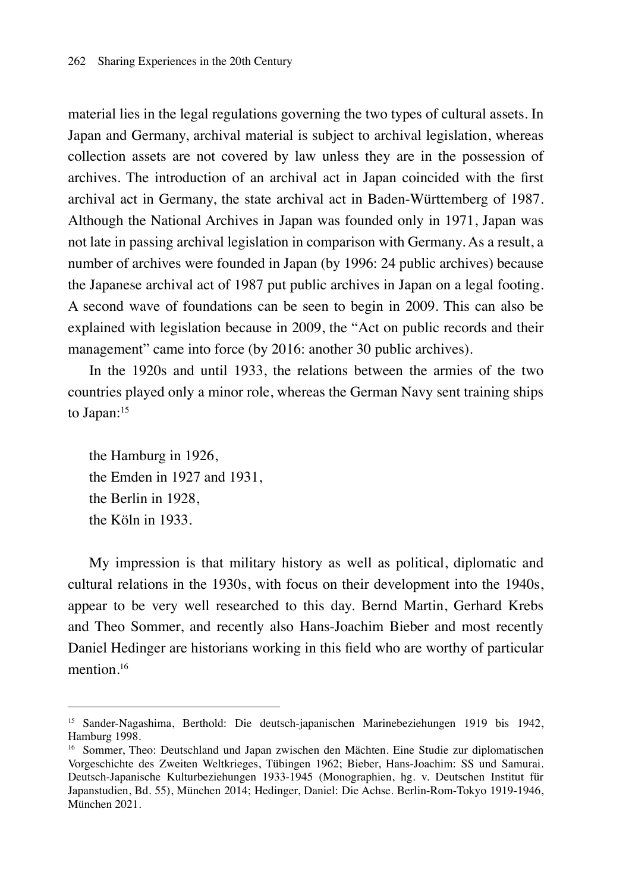material lies in the legal regulations governing the two types of cultural assets. In Japan and Germany, archival material is subject to archival legislation, whereas collection assets are not covered by law unless they are in the possession of archives. The introduction of an archival act in Japan coincided with the first archival act in Germany, the state archival act in Baden-Württemberg of 1987. Although the National Archives in Japan was founded only in 1971, Japan was not late in passing archival legislation in comparison with Germany. As a result, a number of archives were founded in Japan (by 1996: 24 public archives) because the Japanese archival act of 1987 put public archives in Japan on a legal footing. A second wave of foundations can be seen to begin in 2009. This can also be explained with legislation because in 2009, the "Act on public records and their management" came into force (by 2016: another 30 public archives).

In the 1920s and until 1933, the relations between the armies of the two countries played only a minor role, whereas the German Navy sent training ships to Japan:[15]

the Hamburg in 1926,  
the Emden in 1927 and 1931,  
the Berlin in 1928,  
the Köln in 1933.

My impression is that military history as well as political, diplomatic and cultural relations in the 1930s, with focus on their development into the 1940s, appear to be very well researched to this day. Bernd Martin, Gerhard Krebs and Theo Sommer, and recently also Hans-Joachim Bieber and most recently Daniel Hedinger are historians working in this field who are worthy of particular mention.[16]

---

[15] Sander-Nagashima, Berthold: Die deutsch-japanischen Marinebeziehungen 1919 bis 1942, Hamburg 1998.

[16] Sommer, Theo: Deutschland und Japan zwischen den Mächten. Eine Studie zur diplomatischen Vorgeschichte des Zweiten Weltkrieges, Tübingen 1962; Bieber, Hans-Joachim: SS und Samurai. Deutsch-Japanische Kulturbeziehungen 1933-1945 (Monographien, hg. v. Deutschen Institut für Japanstudien, Bd. 55), München 2014; Hedinger, Daniel: Die Achse. Berlin-Rom-Tokyo 1919-1946, München 2021.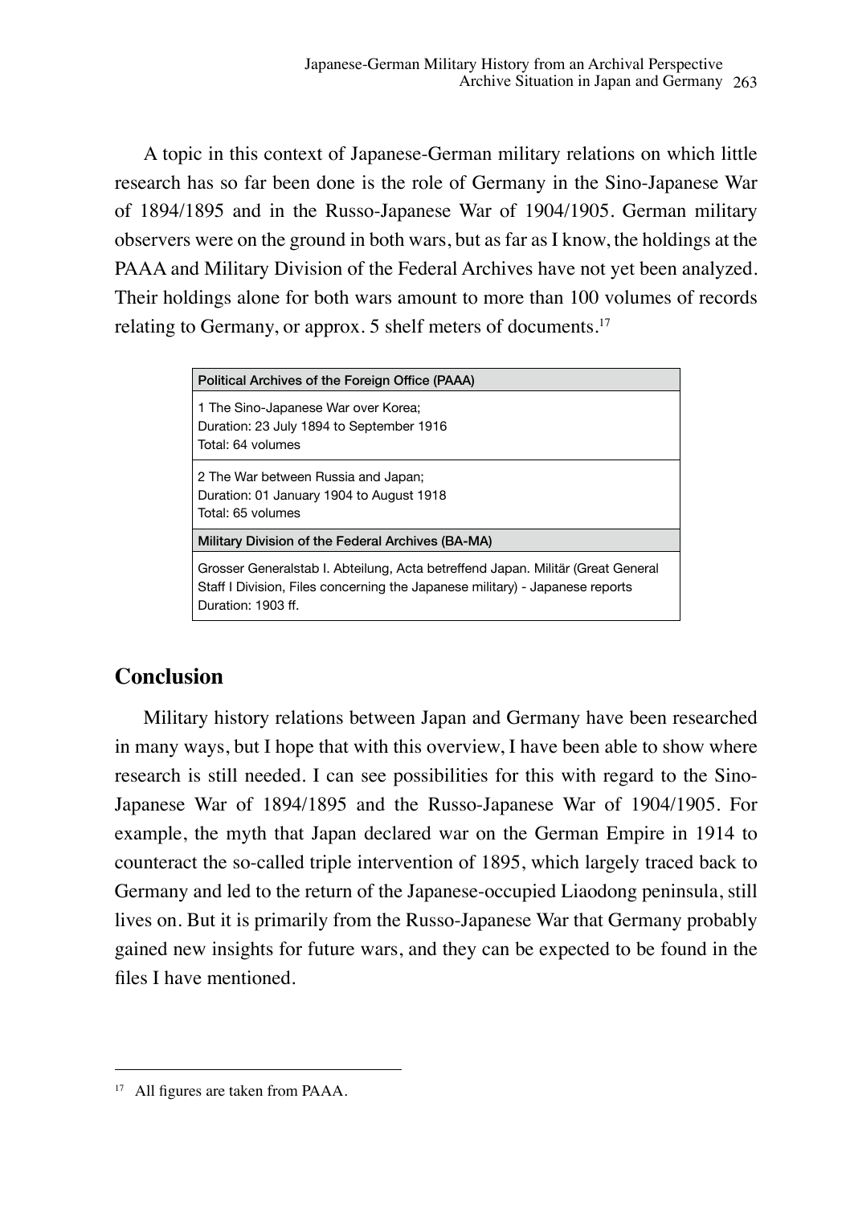A topic in this context of Japanese-German military relations on which little research has so far been done is the role of Germany in the Sino-Japanese War of 1894/1895 and in the Russo-Japanese War of 1904/1905. German military observers were on the ground in both wars, but as far as I know, the holdings at the PAAA and Military Division of the Federal Archives have not yet been analyzed. Their holdings alone for both wars amount to more than 100 volumes of records relating to Germany, or approx. 5 shelf meters of documents.[17]

| Political Archives of the Foreign Office (PAAA) |
|---|
| 1 The Sino-Japanese War over Korea;<br>Duration: 23 July 1894 to September 1916<br>Total: 64 volumes |
| 2 The War between Russia and Japan;<br>Duration: 01 January 1904 to August 1918<br>Total: 65 volumes |
| **Military Division of the Federal Archives (BA-MA)** |
| Grosser Generalstab I. Abteilung, Acta betreffend Japan. Militär (Great General Staff I Division, Files concerning the Japanese military) - Japanese reports<br>Duration: 1903 ff. |

## Conclusion

Military history relations between Japan and Germany have been researched in many ways, but I hope that with this overview, I have been able to show where research is still needed. I can see possibilities for this with regard to the Sino-Japanese War of 1894/1895 and the Russo-Japanese War of 1904/1905. For example, the myth that Japan declared war on the German Empire in 1914 to counteract the so-called triple intervention of 1895, which largely traced back to Germany and led to the return of the Japanese-occupied Liaodong peninsula, still lives on. But it is primarily from the Russo-Japanese War that Germany probably gained new insights for future wars, and they can be expected to be found in the files I have mentioned.

[17] All figures are taken from PAAA.